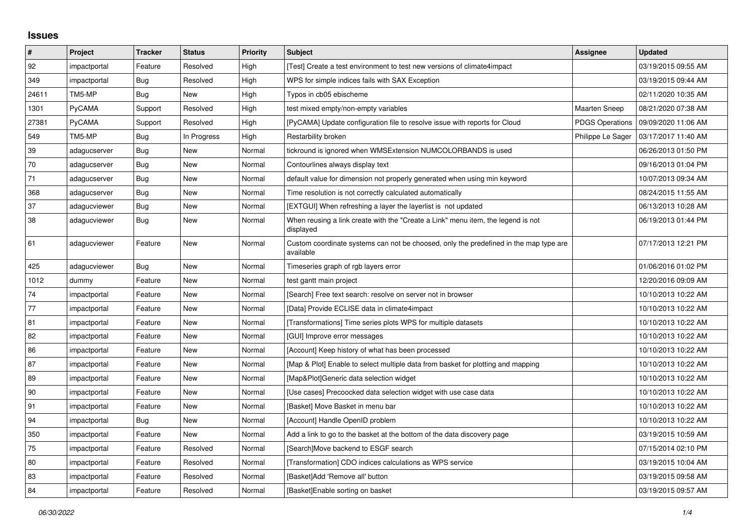## Issues

| # | Project | Tracker | Status | Priority | Subject | Assignee | Updated |
|---|---|---|---|---|---|---|---|
| 92 | impactportal | Feature | Resolved | High | [Test] Create a test environment to test new versions of climate4impact | | 03/19/2015 09:55 AM |
| 349 | impactportal | Bug | Resolved | High | WPS for simple indices fails with SAX Exception | | 03/19/2015 09:44 AM |
| 24611 | TM5-MP | Bug | New | High | Typos in cb05 ebischeme | | 02/11/2020 10:35 AM |
| 1301 | PyCAMA | Support | Resolved | High | test mixed empty/non-empty variables | Maarten Sneep | 08/21/2020 07:38 AM |
| 27381 | PyCAMA | Support | Resolved | High | [PyCAMA] Update configuration file to resolve issue with reports for Cloud | PDGS Operations | 09/09/2020 11:06 AM |
| 549 | TM5-MP | Bug | In Progress | High | Restarbility broken | Philippe Le Sager | 03/17/2017 11:40 AM |
| 39 | adagucserver | Bug | New | Normal | tickround is ignored when WMSExtension NUMCOLORBANDS is used | | 06/26/2013 01:50 PM |
| 70 | adagucserver | Bug | New | Normal | Contourlines always display text | | 09/16/2013 01:04 PM |
| 71 | adagucserver | Bug | New | Normal | default value for dimension not properly generated when using min keyword | | 10/07/2013 09:34 AM |
| 368 | adagucserver | Bug | New | Normal | Time resolution is not correctly calculated automatically | | 08/24/2015 11:55 AM |
| 37 | adagucviewer | Bug | New | Normal | [EXTGUI] When refreshing a layer the layerlist is not updated | | 06/13/2013 10:28 AM |
| 38 | adagucviewer | Bug | New | Normal | When reusing a link create with the "Create a Link" menu item, the legend is not displayed | | 06/19/2013 01:44 PM |
| 61 | adagucviewer | Feature | New | Normal | Custom coordinate systems can not be choosed, only the predefined in the map type are available | | 07/17/2013 12:21 PM |
| 425 | adagucviewer | Bug | New | Normal | Timeseries graph of rgb layers error | | 01/06/2016 01:02 PM |
| 1012 | dummy | Feature | New | Normal | test gantt main project | | 12/20/2016 09:09 AM |
| 74 | impactportal | Feature | New | Normal | [Search] Free text search: resolve on server not in browser | | 10/10/2013 10:22 AM |
| 77 | impactportal | Feature | New | Normal | [Data] Provide ECLISE data in climate4impact | | 10/10/2013 10:22 AM |
| 81 | impactportal | Feature | New | Normal | [Transformations] Time series plots WPS for multiple datasets | | 10/10/2013 10:22 AM |
| 82 | impactportal | Feature | New | Normal | [GUI] Improve error messages | | 10/10/2013 10:22 AM |
| 86 | impactportal | Feature | New | Normal | [Account] Keep history of what has been processed | | 10/10/2013 10:22 AM |
| 87 | impactportal | Feature | New | Normal | [Map & Plot] Enable to select multiple data from basket for plotting and mapping | | 10/10/2013 10:22 AM |
| 89 | impactportal | Feature | New | Normal | [Map&Plot]Generic data selection widget | | 10/10/2013 10:22 AM |
| 90 | impactportal | Feature | New | Normal | [Use cases] Precoocked data selection widget with use case data | | 10/10/2013 10:22 AM |
| 91 | impactportal | Feature | New | Normal | [Basket] Move Basket in menu bar | | 10/10/2013 10:22 AM |
| 94 | impactportal | Bug | New | Normal | [Account] Handle OpenID problem | | 10/10/2013 10:22 AM |
| 350 | impactportal | Feature | New | Normal | Add a link to go to the basket at the bottom of the data discovery page | | 03/19/2015 10:59 AM |
| 75 | impactportal | Feature | Resolved | Normal | [Search]Move backend to ESGF search | | 07/15/2014 02:10 PM |
| 80 | impactportal | Feature | Resolved | Normal | [Transformation] CDO indices calculations as WPS service | | 03/19/2015 10:04 AM |
| 83 | impactportal | Feature | Resolved | Normal | [Basket]Add 'Remove all' button | | 03/19/2015 09:58 AM |
| 84 | impactportal | Feature | Resolved | Normal | [Basket]Enable sorting on basket | | 03/19/2015 09:57 AM |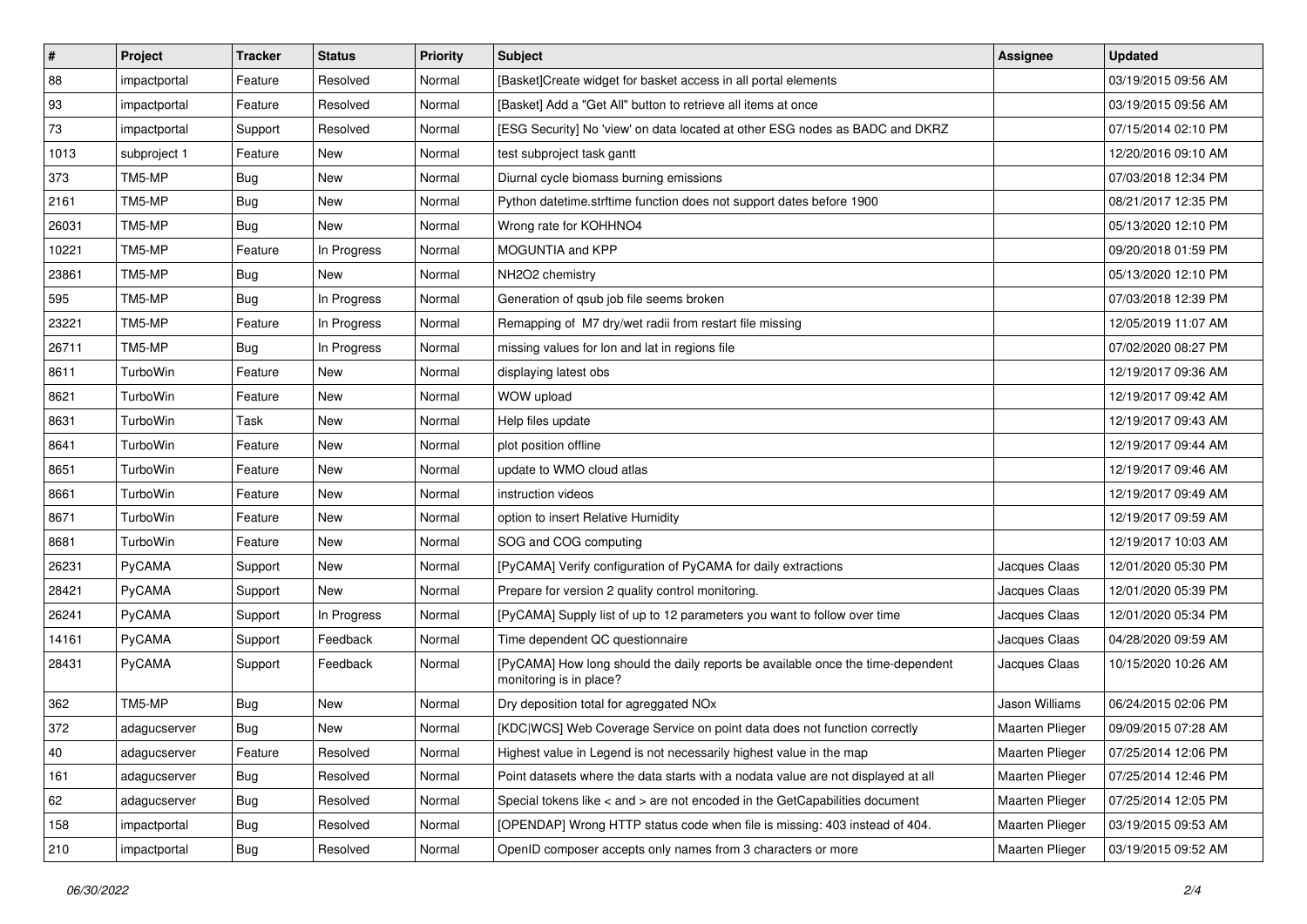| # | Project | Tracker | Status | Priority | Subject | Assignee | Updated |
|---|---|---|---|---|---|---|---|
| 88 | impactportal | Feature | Resolved | Normal | [Basket]Create widget for basket access in all portal elements | | 03/19/2015 09:56 AM |
| 93 | impactportal | Feature | Resolved | Normal | [Basket] Add a "Get All" button to retrieve all items at once | | 03/19/2015 09:56 AM |
| 73 | impactportal | Support | Resolved | Normal | [ESG Security] No 'view' on data located at other ESG nodes as BADC and DKRZ | | 07/15/2014 02:10 PM |
| 1013 | subproject 1 | Feature | New | Normal | test subproject task gantt | | 12/20/2016 09:10 AM |
| 373 | TM5-MP | Bug | New | Normal | Diurnal cycle biomass burning emissions | | 07/03/2018 12:34 PM |
| 2161 | TM5-MP | Bug | New | Normal | Python datetime.strftime function does not support dates before 1900 | | 08/21/2017 12:35 PM |
| 26031 | TM5-MP | Bug | New | Normal | Wrong rate for KOHHNO4 | | 05/13/2020 12:10 PM |
| 10221 | TM5-MP | Feature | In Progress | Normal | MOGUNTIA and KPP | | 09/20/2018 01:59 PM |
| 23861 | TM5-MP | Bug | New | Normal | NH2O2 chemistry | | 05/13/2020 12:10 PM |
| 595 | TM5-MP | Bug | In Progress | Normal | Generation of qsub job file seems broken | | 07/03/2018 12:39 PM |
| 23221 | TM5-MP | Feature | In Progress | Normal | Remapping of M7 dry/wet radii from restart file missing | | 12/05/2019 11:07 AM |
| 26711 | TM5-MP | Bug | In Progress | Normal | missing values for lon and lat in regions file | | 07/02/2020 08:27 PM |
| 8611 | TurboWin | Feature | New | Normal | displaying latest obs | | 12/19/2017 09:36 AM |
| 8621 | TurboWin | Feature | New | Normal | WOW upload | | 12/19/2017 09:42 AM |
| 8631 | TurboWin | Task | New | Normal | Help files update | | 12/19/2017 09:43 AM |
| 8641 | TurboWin | Feature | New | Normal | plot position offline | | 12/19/2017 09:44 AM |
| 8651 | TurboWin | Feature | New | Normal | update to WMO cloud atlas | | 12/19/2017 09:46 AM |
| 8661 | TurboWin | Feature | New | Normal | instruction videos | | 12/19/2017 09:49 AM |
| 8671 | TurboWin | Feature | New | Normal | option to insert Relative Humidity | | 12/19/2017 09:59 AM |
| 8681 | TurboWin | Feature | New | Normal | SOG and COG computing | | 12/19/2017 10:03 AM |
| 26231 | PyCAMA | Support | New | Normal | [PyCAMA] Verify configuration of PyCAMA for daily extractions | Jacques Claas | 12/01/2020 05:30 PM |
| 28421 | PyCAMA | Support | New | Normal | Prepare for version 2 quality control monitoring. | Jacques Claas | 12/01/2020 05:39 PM |
| 26241 | PyCAMA | Support | In Progress | Normal | [PyCAMA] Supply list of up to 12 parameters you want to follow over time | Jacques Claas | 12/01/2020 05:34 PM |
| 14161 | PyCAMA | Support | Feedback | Normal | Time dependent QC questionnaire | Jacques Claas | 04/28/2020 09:59 AM |
| 28431 | PyCAMA | Support | Feedback | Normal | [PyCAMA] How long should the daily reports be available once the time-dependent monitoring is in place? | Jacques Claas | 10/15/2020 10:26 AM |
| 362 | TM5-MP | Bug | New | Normal | Dry deposition total for agreggated NOx | Jason Williams | 06/24/2015 02:06 PM |
| 372 | adagucserver | Bug | New | Normal | [KDC\|WCS] Web Coverage Service on point data does not function correctly | Maarten Plieger | 09/09/2015 07:28 AM |
| 40 | adagucserver | Feature | Resolved | Normal | Highest value in Legend is not necessarily highest value in the map | Maarten Plieger | 07/25/2014 12:06 PM |
| 161 | adagucserver | Bug | Resolved | Normal | Point datasets where the data starts with a nodata value are not displayed at all | Maarten Plieger | 07/25/2014 12:46 PM |
| 62 | adagucserver | Bug | Resolved | Normal | Special tokens like < and > are not encoded in the GetCapabilities document | Maarten Plieger | 07/25/2014 12:05 PM |
| 158 | impactportal | Bug | Resolved | Normal | [OPENDAP] Wrong HTTP status code when file is missing: 403 instead of 404. | Maarten Plieger | 03/19/2015 09:53 AM |
| 210 | impactportal | Bug | Resolved | Normal | OpenID composer accepts only names from 3 characters or more | Maarten Plieger | 03/19/2015 09:52 AM |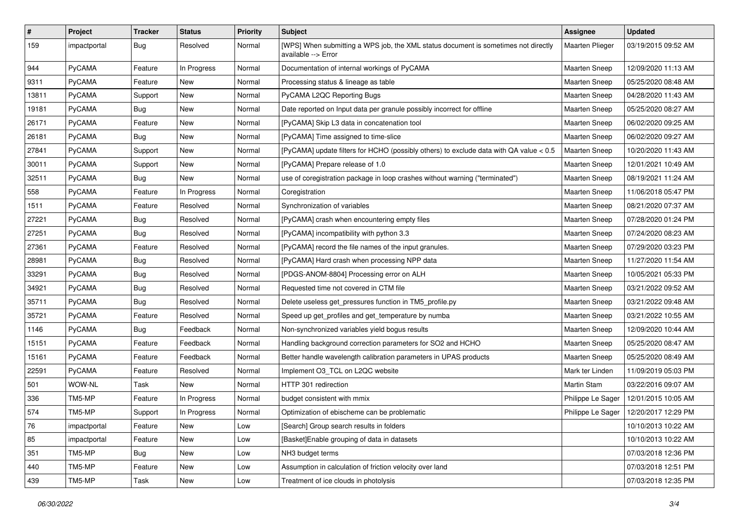| # | Project | Tracker | Status | Priority | Subject | Assignee | Updated |
|---|---|---|---|---|---|---|---|
| 159 | impactportal | Bug | Resolved | Normal | [WPS] When submitting a WPS job, the XML status document is sometimes not directly available --> Error | Maarten Plieger | 03/19/2015 09:52 AM |
| 944 | PyCAMA | Feature | In Progress | Normal | Documentation of internal workings of PyCAMA | Maarten Sneep | 12/09/2020 11:13 AM |
| 9311 | PyCAMA | Feature | New | Normal | Processing status & lineage as table | Maarten Sneep | 05/25/2020 08:48 AM |
| 13811 | PyCAMA | Support | New | Normal | PyCAMA L2QC Reporting Bugs | Maarten Sneep | 04/28/2020 11:43 AM |
| 19181 | PyCAMA | Bug | New | Normal | Date reported on Input data per granule possibly incorrect for offline | Maarten Sneep | 05/25/2020 08:27 AM |
| 26171 | PyCAMA | Feature | New | Normal | [PyCAMA] Skip L3 data in concatenation tool | Maarten Sneep | 06/02/2020 09:25 AM |
| 26181 | PyCAMA | Bug | New | Normal | [PyCAMA] Time assigned to time-slice | Maarten Sneep | 06/02/2020 09:27 AM |
| 27841 | PyCAMA | Support | New | Normal | [PyCAMA] update filters for HCHO (possibly others) to exclude data with QA value < 0.5 | Maarten Sneep | 10/20/2020 11:43 AM |
| 30011 | PyCAMA | Support | New | Normal | [PyCAMA] Prepare release of 1.0 | Maarten Sneep | 12/01/2021 10:49 AM |
| 32511 | PyCAMA | Bug | New | Normal | use of coregistration package in loop crashes without warning ("terminated") | Maarten Sneep | 08/19/2021 11:24 AM |
| 558 | PyCAMA | Feature | In Progress | Normal | Coregistration | Maarten Sneep | 11/06/2018 05:47 PM |
| 1511 | PyCAMA | Feature | Resolved | Normal | Synchronization of variables | Maarten Sneep | 08/21/2020 07:37 AM |
| 27221 | PyCAMA | Bug | Resolved | Normal | [PyCAMA] crash when encountering empty files | Maarten Sneep | 07/28/2020 01:24 PM |
| 27251 | PyCAMA | Bug | Resolved | Normal | [PyCAMA] incompatibility with python 3.3 | Maarten Sneep | 07/24/2020 08:23 AM |
| 27361 | PyCAMA | Feature | Resolved | Normal | [PyCAMA] record the file names of the input granules. | Maarten Sneep | 07/29/2020 03:23 PM |
| 28981 | PyCAMA | Bug | Resolved | Normal | [PyCAMA] Hard crash when processing NPP data | Maarten Sneep | 11/27/2020 11:54 AM |
| 33291 | PyCAMA | Bug | Resolved | Normal | [PDGS-ANOM-8804] Processing error on ALH | Maarten Sneep | 10/05/2021 05:33 PM |
| 34921 | PyCAMA | Bug | Resolved | Normal | Requested time not covered in CTM file | Maarten Sneep | 03/21/2022 09:52 AM |
| 35711 | PyCAMA | Bug | Resolved | Normal | Delete useless get_pressures function in TM5_profile.py | Maarten Sneep | 03/21/2022 09:48 AM |
| 35721 | PyCAMA | Feature | Resolved | Normal | Speed up get_profiles and get_temperature by numba | Maarten Sneep | 03/21/2022 10:55 AM |
| 1146 | PyCAMA | Bug | Feedback | Normal | Non-synchronized variables yield bogus results | Maarten Sneep | 12/09/2020 10:44 AM |
| 15151 | PyCAMA | Feature | Feedback | Normal | Handling background correction parameters for SO2 and HCHO | Maarten Sneep | 05/25/2020 08:47 AM |
| 15161 | PyCAMA | Feature | Feedback | Normal | Better handle wavelength calibration parameters in UPAS products | Maarten Sneep | 05/25/2020 08:49 AM |
| 22591 | PyCAMA | Feature | Resolved | Normal | Implement O3_TCL on L2QC website | Mark ter Linden | 11/09/2019 05:03 PM |
| 501 | WOW-NL | Task | New | Normal | HTTP 301 redirection | Martin Stam | 03/22/2016 09:07 AM |
| 336 | TM5-MP | Feature | In Progress | Normal | budget consistent with mmix | Philippe Le Sager | 12/01/2015 10:05 AM |
| 574 | TM5-MP | Support | In Progress | Normal | Optimization of ebischeme can be problematic | Philippe Le Sager | 12/20/2017 12:29 PM |
| 76 | impactportal | Feature | New | Low | [Search] Group search results in folders | | 10/10/2013 10:22 AM |
| 85 | impactportal | Feature | New | Low | [Basket]Enable grouping of data in datasets | | 10/10/2013 10:22 AM |
| 351 | TM5-MP | Bug | New | Low | NH3 budget terms | | 07/03/2018 12:36 PM |
| 440 | TM5-MP | Feature | New | Low | Assumption in calculation of friction velocity over land | | 07/03/2018 12:51 PM |
| 439 | TM5-MP | Task | New | Low | Treatment of ice clouds in photolysis | | 07/03/2018 12:35 PM |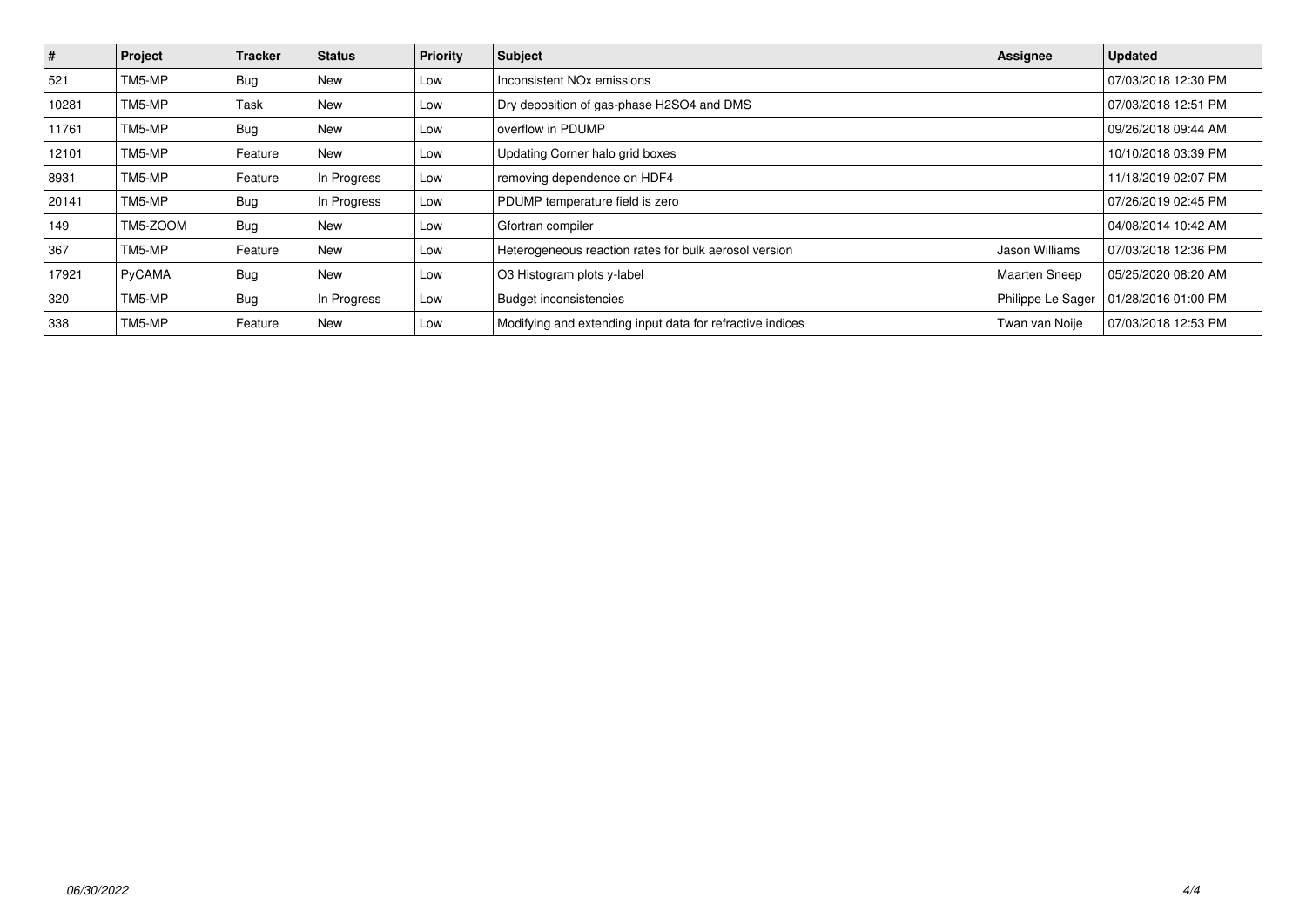| # | Project | Tracker | Status | Priority | Subject | Assignee | Updated |
|---|---|---|---|---|---|---|---|
| 521 | TM5-MP | Bug | New | Low | Inconsistent NOx emissions | | 07/03/2018 12:30 PM |
| 10281 | TM5-MP | Task | New | Low | Dry deposition of gas-phase H2SO4 and DMS | | 07/03/2018 12:51 PM |
| 11761 | TM5-MP | Bug | New | Low | overflow in PDUMP | | 09/26/2018 09:44 AM |
| 12101 | TM5-MP | Feature | New | Low | Updating Corner halo grid boxes | | 10/10/2018 03:39 PM |
| 8931 | TM5-MP | Feature | In Progress | Low | removing dependence on HDF4 | | 11/18/2019 02:07 PM |
| 20141 | TM5-MP | Bug | In Progress | Low | PDUMP temperature field is zero | | 07/26/2019 02:45 PM |
| 149 | TM5-ZOOM | Bug | New | Low | Gfortran compiler | | 04/08/2014 10:42 AM |
| 367 | TM5-MP | Feature | New | Low | Heterogeneous reaction rates for bulk aerosol version | Jason Williams | 07/03/2018 12:36 PM |
| 17921 | PyCAMA | Bug | New | Low | O3 Histogram plots y-label | Maarten Sneep | 05/25/2020 08:20 AM |
| 320 | TM5-MP | Bug | In Progress | Low | Budget inconsistencies | Philippe Le Sager | 01/28/2016 01:00 PM |
| 338 | TM5-MP | Feature | New | Low | Modifying and extending input data for refractive indices | Twan van Noije | 07/03/2018 12:53 PM |

*06/30/2022*